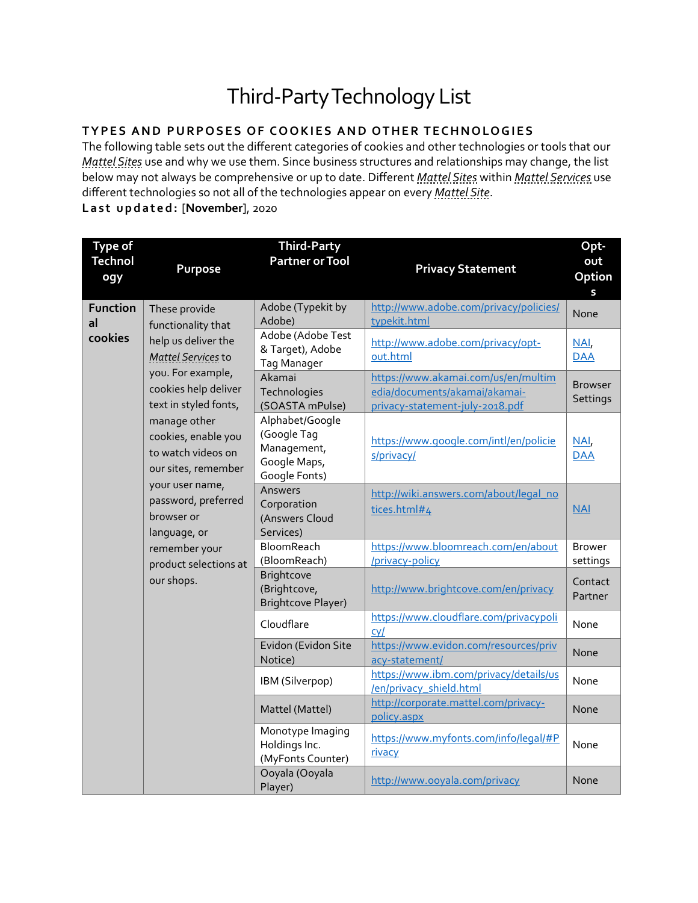# Third-Party Technology List

## TYPES AND PURPOSES OF COOKIES AND OTHER TECHNOLOGIES

The following table sets out the different categories of cookies and other technologies or tools that our *Mattel Sites* use and why we use them. Since business structures and relationships may change, the list below may not always be comprehensive or up to date. Different *Mattel Sites* within *Mattel Services* use different technologies so not all of the technologies appear on every *Mattel Site*.

**Last updated:** [**November**], 2020

| Type of Technology | Purpose | Third-Party Partner or Tool | Privacy Statement | Opt-out Options |
|---|---|---|---|---|
| **Functional cookies** | These provide functionality that help us deliver the *Mattel Services* to you. For example, cookies help deliver text in styled fonts, manage other cookies, enable you to watch videos on our sites, remember your user name, password, preferred browser or language, or remember your product selections at our shops. | Adobe (Typekit by Adobe) | http://www.adobe.com/privacy/policies/typekit.html | None |
| | | Adobe (Adobe Test & Target), Adobe Tag Manager | http://www.adobe.com/privacy/opt-out.html | NAI, DAA |
| | | Akamai Technologies (SOASTA mPulse) | https://www.akamai.com/us/en/multimedia/documents/akamai/akamai-privacy-statement-july-2018.pdf | Browser Settings |
| | | Alphabet/Google (Google Tag Management, Google Maps, Google Fonts) | https://www.google.com/intl/en/policies/privacy/ | NAI, DAA |
| | | Answers Corporation (Answers Cloud Services) | http://wiki.answers.com/about/legal_notices.html#4 | NAI |
| | | BloomReach (BloomReach) | https://www.bloomreach.com/en/about/privacy-policy | Brower settings |
| | | Brightcove (Brightcove, Brightcove Player) | http://www.brightcove.com/en/privacy | Contact Partner |
| | | Cloudflare | https://www.cloudflare.com/privacypolicy/ | None |
| | | Evidon (Evidon Site Notice) | https://www.evidon.com/resources/privacy-statement/ | None |
| | | IBM (Silverpop) | https://www.ibm.com/privacy/details/us/en/privacy_shield.html | None |
| | | Mattel (Mattel) | http://corporate.mattel.com/privacy-policy.aspx | None |
| | | Monotype Imaging Holdings Inc. (MyFonts Counter) | https://www.myfonts.com/info/legal/#Privacy | None |
| | | Ooyala (Ooyala Player) | http://www.ooyala.com/privacy | None |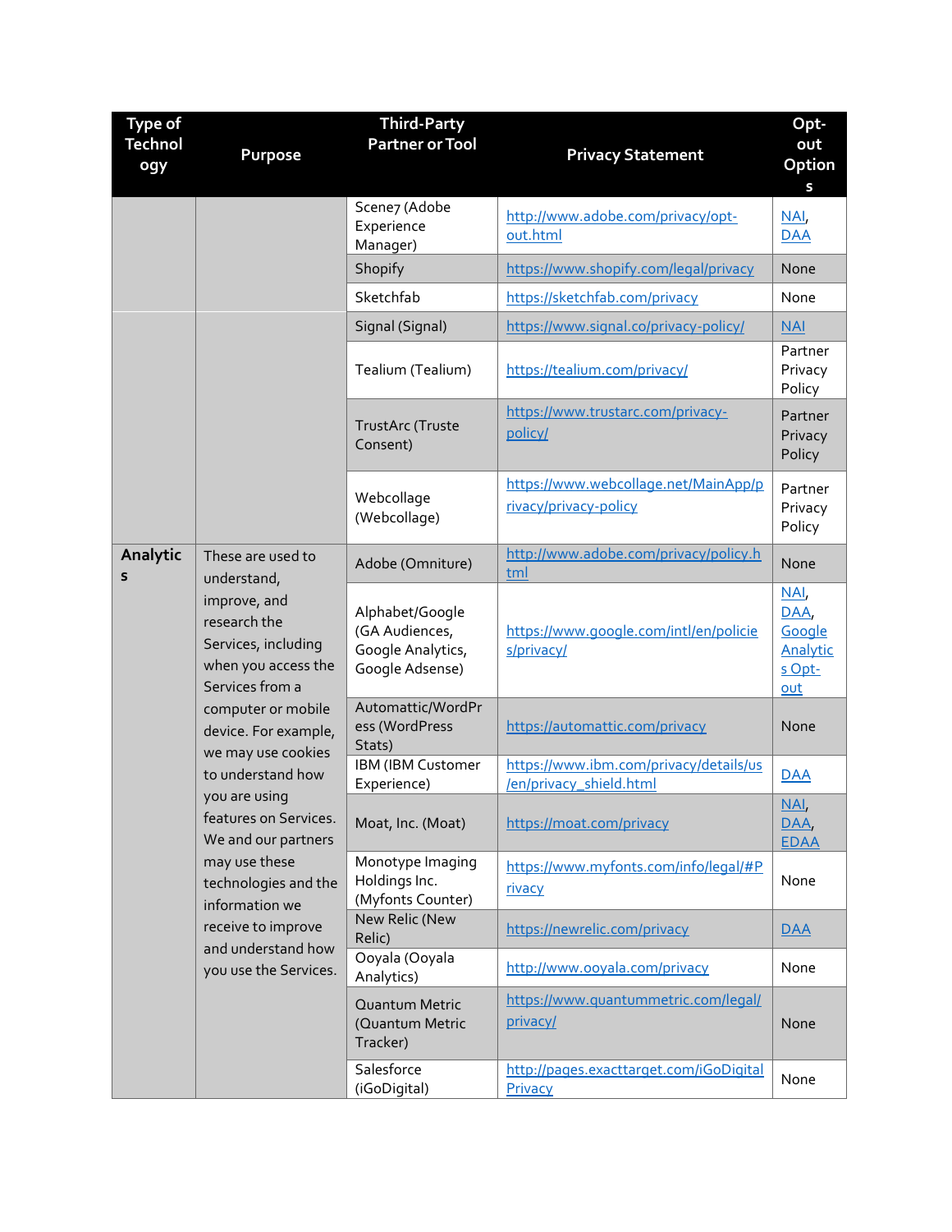| Type of Technology | Purpose | Third-Party Partner or Tool | Privacy Statement | Opt-out Options |
|---|---|---|---|---|
| | | Scene7 (Adobe Experience Manager) | http://www.adobe.com/privacy/opt-out.html | NAI, DAA |
| | | Shopify | https://www.shopify.com/legal/privacy | None |
| | | Sketchfab | https://sketchfab.com/privacy | None |
| | | Signal (Signal) | https://www.signal.co/privacy-policy/ | NAI |
| | | Tealium (Tealium) | https://tealium.com/privacy/ | Partner Privacy Policy |
| | | TrustArc (Truste Consent) | https://www.trustarc.com/privacy-policy/ | Partner Privacy Policy |
| | | Webcollage (Webcollage) | https://www.webcollage.net/MainApp/privacy/privacy-policy | Partner Privacy Policy |
| **Analytics** | These are used to understand, improve, and research the Services, including when you access the Services from a computer or mobile device. For example, we may use cookies to understand how you are using features on Services. We and our partners may use these technologies and the information we receive to improve and understand how you use the Services. | Adobe (Omniture) | http://www.adobe.com/privacy/policy.html | None |
| | | Alphabet/Google (GA Audiences, Google Analytics, Google Adsense) | https://www.google.com/intl/en/policies/privacy/ | NAI, DAA, Google Analytics Opt-out |
| | | Automattic/WordPress (WordPress Stats) | https://automattic.com/privacy | None |
| | | IBM (IBM Customer Experience) | https://www.ibm.com/privacy/details/us/en/privacy_shield.html | DAA |
| | | Moat, Inc. (Moat) | https://moat.com/privacy | NAI, DAA, EDAA |
| | | Monotype Imaging Holdings Inc. (Myfonts Counter) | https://www.myfonts.com/info/legal/#Privacy | None |
| | | New Relic (New Relic) | https://newrelic.com/privacy | DAA |
| | | Ooyala (Ooyala Analytics) | http://www.ooyala.com/privacy | None |
| | | Quantum Metric (Quantum Metric Tracker) | https://www.quantummetric.com/legal/privacy/ | None |
| | | Salesforce (iGoDigital) | http://pages.exacttarget.com/iGoDigitalPrivacy | None |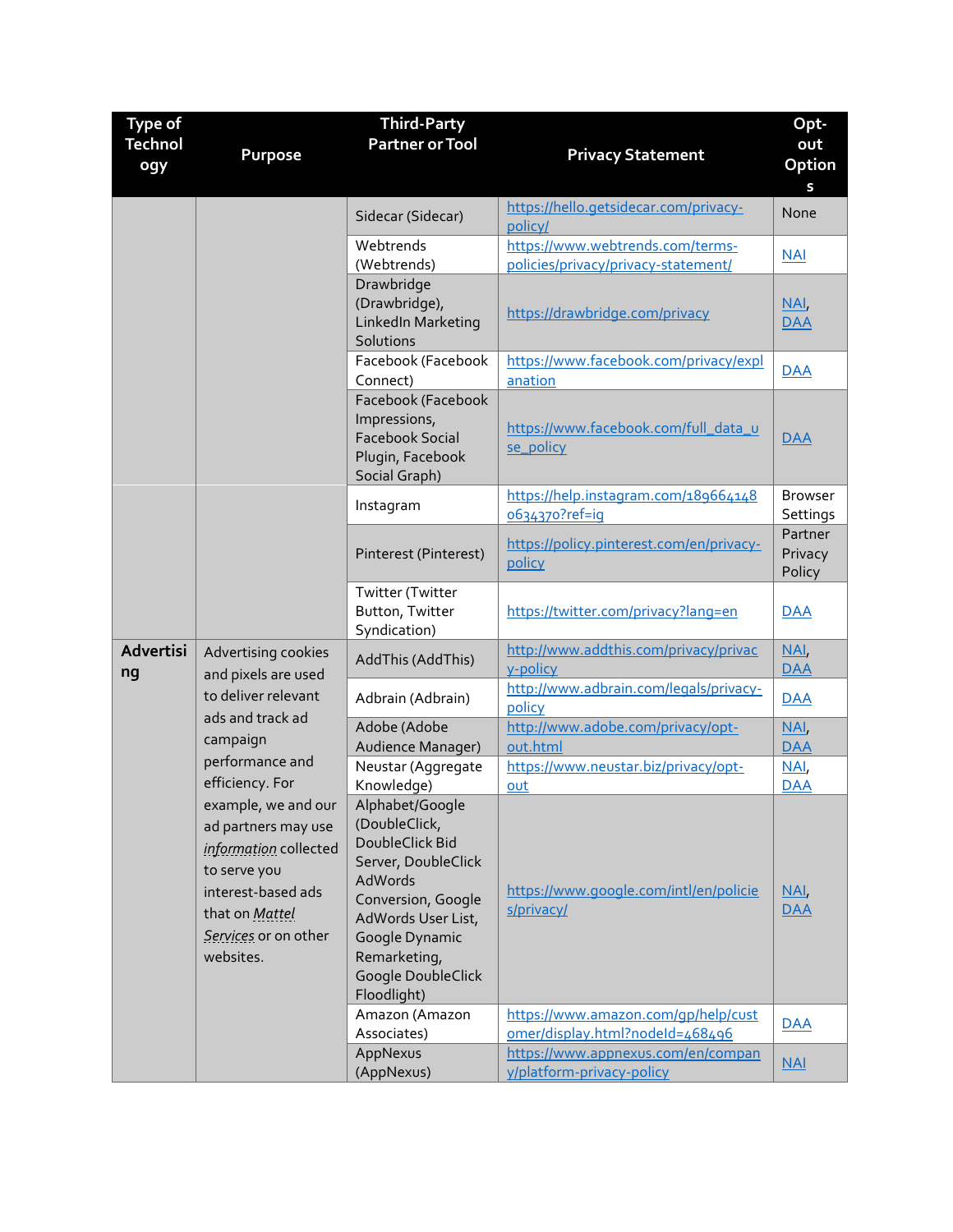| Type of Technology | Purpose | Third-Party Partner or Tool | Privacy Statement | Opt-out Options |
|---|---|---|---|---|
| | | Sidecar (Sidecar) | https://hello.getsidecar.com/privacy-policy/ | None |
| | | Webtrends (Webtrends) | https://www.webtrends.com/terms-policies/privacy/privacy-statement/ | NAI |
| | | Drawbridge (Drawbridge), LinkedIn Marketing Solutions | https://drawbridge.com/privacy | NAI, DAA |
| | | Facebook (Facebook Connect) | https://www.facebook.com/privacy/explanation | DAA |
| | | Facebook (Facebook Impressions, Facebook Social Plugin, Facebook Social Graph) | https://www.facebook.com/full_data_use_policy | DAA |
| | | Instagram | https://help.instagram.com/1896641480634370?ref=ig | Browser Settings |
| | | Pinterest (Pinterest) | https://policy.pinterest.com/en/privacy-policy | Partner Privacy Policy |
| | | Twitter (Twitter Button, Twitter Syndication) | https://twitter.com/privacy?lang=en | DAA |
| **Advertising** | Advertising cookies and pixels are used to deliver relevant ads and track ad campaign performance and efficiency. For example, we and our ad partners may use *information* collected to serve you interest-based ads that on *Mattel Services* or on other websites. | AddThis (AddThis) | http://www.addthis.com/privacy/privacy-policy | NAI, DAA |
| | | Adbrain (Adbrain) | http://www.adbrain.com/legals/privacy-policy | DAA |
| | | Adobe (Adobe Audience Manager) | http://www.adobe.com/privacy/opt-out.html | NAI, DAA |
| | | Neustar (Aggregate Knowledge) | https://www.neustar.biz/privacy/opt-out | NAI, DAA |
| | | Alphabet/Google (DoubleClick, DoubleClick Bid Server, DoubleClick AdWords Conversion, Google AdWords User List, Google Dynamic Remarketing, Google DoubleClick Floodlight) | https://www.google.com/intl/en/policies/privacy/ | NAI, DAA |
| | | Amazon (Amazon Associates) | https://www.amazon.com/gp/help/customer/display.html?nodeId=468496 | DAA |
| | | AppNexus (AppNexus) | https://www.appnexus.com/en/company/platform-privacy-policy | NAI |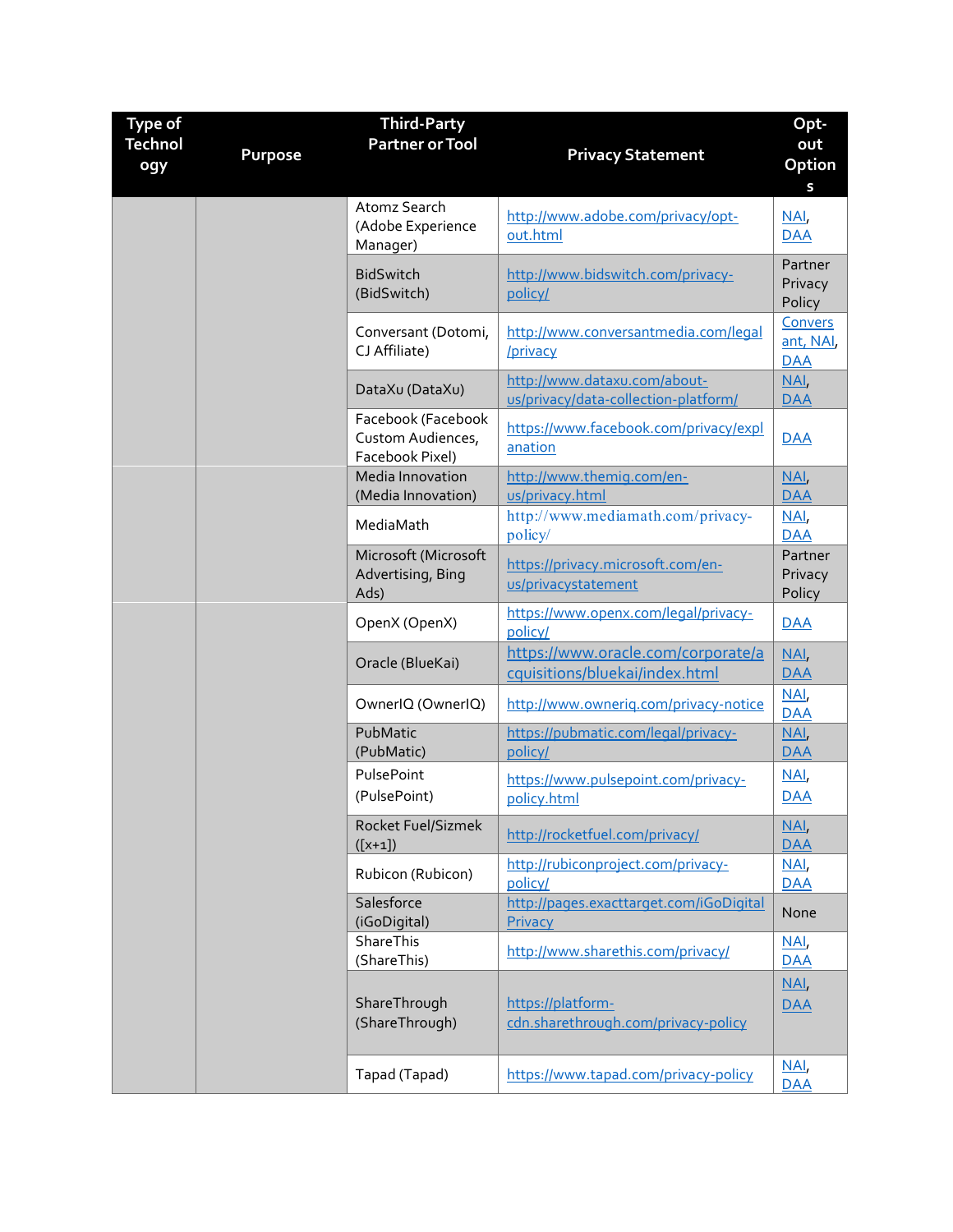| Type of Technology | Purpose | Third-Party Partner or Tool | Privacy Statement | Opt-out Options |
|---|---|---|---|---|
| | | Atomz Search (Adobe Experience Manager) | http://www.adobe.com/privacy/opt-out.html | NAI, DAA |
| | | BidSwitch (BidSwitch) | http://www.bidswitch.com/privacy-policy/ | Partner Privacy Policy |
| | | Conversant (Dotomi, CJ Affiliate) | http://www.conversantmedia.com/legal/privacy | Conversant, NAI, DAA |
| | | DataXu (DataXu) | http://www.dataxu.com/about-us/privacy/data-collection-platform/ | NAI, DAA |
| | | Facebook (Facebook Custom Audiences, Facebook Pixel) | https://www.facebook.com/privacy/explanation | DAA |
| | | Media Innovation (Media Innovation) | http://www.themig.com/en-us/privacy.html | NAI, DAA |
| | | MediaMath | http://www.mediamath.com/privacy-policy/ | NAI, DAA |
| | | Microsoft (Microsoft Advertising, Bing Ads) | https://privacy.microsoft.com/en-us/privacystatement | Partner Privacy Policy |
| | | OpenX (OpenX) | https://www.openx.com/legal/privacy-policy/ | DAA |
| | | Oracle (BlueKai) | https://www.oracle.com/corporate/acquisitions/bluekai/index.html | NAI, DAA |
| | | OwnerIQ (OwnerIQ) | http://www.owneriq.com/privacy-notice | NAI, DAA |
| | | PubMatic (PubMatic) | https://pubmatic.com/legal/privacy-policy/ | NAI, DAA |
| | | PulsePoint (PulsePoint) | https://www.pulsepoint.com/privacy-policy.html | NAI, DAA |
| | | Rocket Fuel/Sizmek ([x+1]) | http://rocketfuel.com/privacy/ | NAI, DAA |
| | | Rubicon (Rubicon) | http://rubiconproject.com/privacy-policy/ | NAI, DAA |
| | | Salesforce (iGoDigital) | http://pages.exacttarget.com/iGoDigitalPrivacy | None |
| | | ShareThis (ShareThis) | http://www.sharethis.com/privacy/ | NAI, DAA |
| | | ShareThrough (ShareThrough) | https://platform-cdn.sharethrough.com/privacy-policy | NAI, DAA |
| | | Tapad (Tapad) | https://www.tapad.com/privacy-policy | NAI, DAA |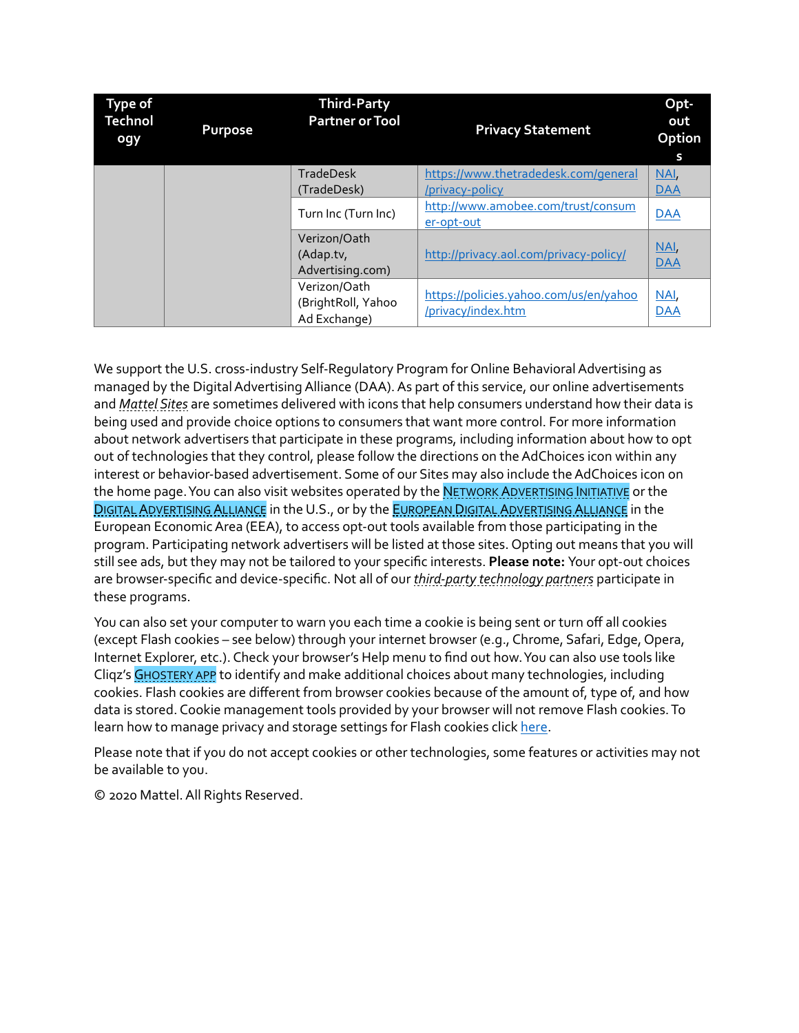| Type of Technology | Purpose | Third-Party Partner or Tool | Privacy Statement | Opt-out Options |
|---|---|---|---|---|
| | | TradeDesk (TradeDesk) | https://www.thetradedesk.com/general/privacy-policy | NAI, DAA |
| | | Turn Inc (Turn Inc) | http://www.amobee.com/trust/consumer-opt-out | DAA |
| | | Verizon/Oath (Adap.tv, Advertising.com) | http://privacy.aol.com/privacy-policy/ | NAI, DAA |
| | | Verizon/Oath (BrightRoll, Yahoo Ad Exchange) | https://policies.yahoo.com/us/en/yahoo/privacy/index.htm | NAI, DAA |

We support the U.S. cross-industry Self-Regulatory Program for Online Behavioral Advertising as managed by the Digital Advertising Alliance (DAA). As part of this service, our online advertisements and *Mattel Sites* are sometimes delivered with icons that help consumers understand how their data is being used and provide choice options to consumers that want more control. For more information about network advertisers that participate in these programs, including information about how to opt out of technologies that they control, please follow the directions on the AdChoices icon within any interest or behavior-based advertisement. Some of our Sites may also include the AdChoices icon on the home page. You can also visit websites operated by the NETWORK ADVERTISING INITIATIVE or the DIGITAL ADVERTISING ALLIANCE in the U.S., or by the EUROPEAN DIGITAL ADVERTISING ALLIANCE in the European Economic Area (EEA), to access opt-out tools available from those participating in the program. Participating network advertisers will be listed at those sites. Opting out means that you will still see ads, but they may not be tailored to your specific interests. **Please note:** Your opt-out choices are browser-specific and device-specific. Not all of our *third-party technology partners* participate in these programs.

You can also set your computer to warn you each time a cookie is being sent or turn off all cookies (except Flash cookies – see below) through your internet browser (e.g., Chrome, Safari, Edge, Opera, Internet Explorer, etc.). Check your browser's Help menu to find out how. You can also use tools like Cliqz's GHOSTERY APP to identify and make additional choices about many technologies, including cookies. Flash cookies are different from browser cookies because of the amount of, type of, and how data is stored. Cookie management tools provided by your browser will not remove Flash cookies. To learn how to manage privacy and storage settings for Flash cookies click here.

Please note that if you do not accept cookies or other technologies, some features or activities may not be available to you.

© 2020 Mattel. All Rights Reserved.